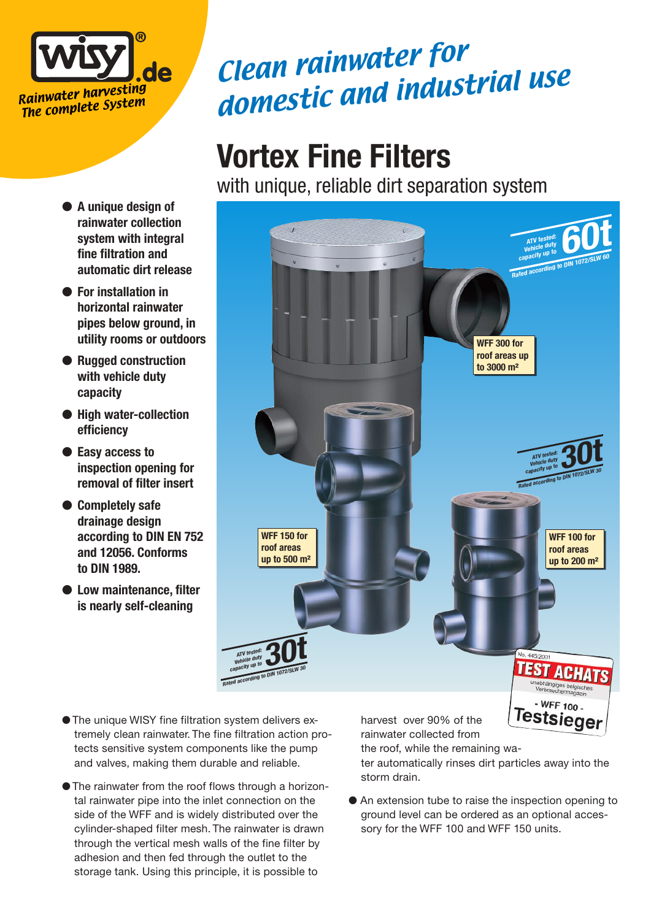wisy.de

*Rainwater harvesting*
*The complete System*

*Clean rainwater for domestic and industrial use*

# Vortex Fine Filters

with unique, reliable dirt separation system

- **A unique design of rainwater collection system with integral fine filtration and automatic dirt release**
- **For installation in horizontal rainwater pipes below ground, in utility rooms or outdoors**
- **Rugged construction with vehicle duty capacity**
- **High water-collection efficiency**
- **Easy access to inspection opening for removal of filter insert**
- **Completely safe drainage design according to DIN EN 752 and 12056. Conforms to DIN 1989.**
- **Low maintenance, filter is nearly self-cleaning**

ATV tested: Vehicle duty capacity up to 60t
Rated according to DIN 1072/SLW 60

WFF 300 for roof areas up to 3000 m²

ATV tested: Vehicle duty capacity up to 30t
Rated according to DIN 1072/SLW 30

WFF 150 for roof areas up to 500 m²

WFF 100 for roof areas up to 200 m²

ATV tested: Vehicle duty capacity up to 30t
Rated according to DIN 1072/SLW 30

No. 445/2001
TEST ACHATS
unabhängiges belgisches Verbrauchermagazin
- WFF 100 -
Testsieger

- The unique WISY fine filtration system delivers extremely clean rainwater. The fine filtration action protects sensitive system components like the pump and valves, making them durable and reliable.
- The rainwater from the roof flows through a horizontal rainwater pipe into the inlet connection on the side of the WFF and is widely distributed over the cylinder-shaped filter mesh. The rainwater is drawn through the vertical mesh walls of the fine filter by adhesion and then fed through the outlet to the storage tank. Using this principle, it is possible to harvest over 90% of the rainwater collected from the roof, while the remaining water automatically rinses dirt particles away into the storm drain.
- An extension tube to raise the inspection opening to ground level can be ordered as an optional accessory for the WFF 100 and WFF 150 units.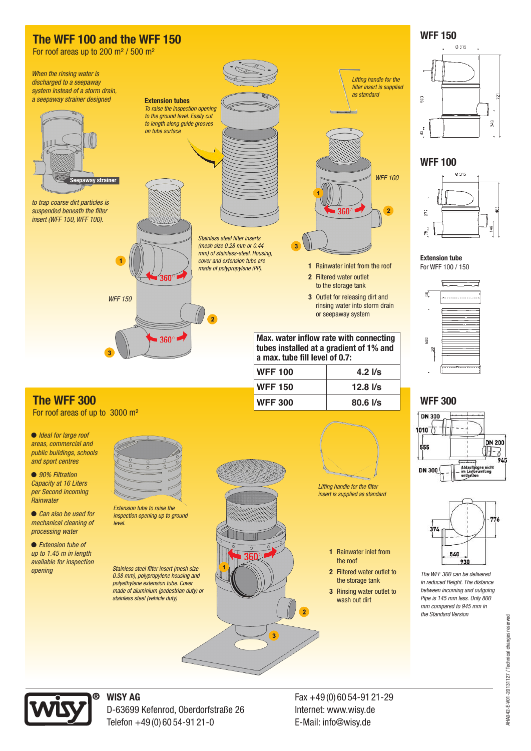# The WFF 100 and the WFF 150

For roof areas up to 200 m² / 500 m²

*When the rinsing water is discharged to a seepaway system instead of a storm drain, a seepaway strainer designed*

Seepaway strainer

*to trap coarse dirt particles is suspended beneath the filter insert (WFF 150, WFF 100).*

**Extension tubes**
*To raise the inspection opening to the ground level. Easily cut to length along guide grooves on tube surface*

*Lifting handle for the filter insert is supplied as standard*

*Stainless steel filter inserts (mesh size 0.28 mm or 0.44 mm) of stainless-steel. Housing, cover and extension tube are made of polypropylene (PP).*

*WFF 150*

*WFF 100*

1 Rainwater inlet from the roof
2 Filtered water outlet to the storage tank
3 Outlet for releasing dirt and rinsing water into storm drain or seepaway system

| Max. water inflow rate with connecting tubes installed at a gradient of 1% and a max. tube fill level of 0.7: | |
|---|---|
| WFF 100 | 4.2 l/s |
| WFF 150 | 12.8 l/s |
| WFF 300 | 80.6 l/s |

## WFF 150

Ø 315
503
721
243
80

## WFF 100

Ø 315
277
463
79
146

**Extension tube**
For WFF 100 / 150

58
502
20

# The WFF 300

For roof areas of up to 3000 m²

- *Ideal for large roof areas, commercial and public buildings, schools and sport centres*
- *90% Filtration Capacity at 16 Liters per Second incoming Rainwater*
- *Can also be used for mechanical cleaning of processing water*
- *Extension tube of up to 1.45 m in length available for inspection opening*

*Extension tube to raise the inspection opening up to ground level.*

*Stainless steel filter insert (mesh size 0.38 mm), polypropylene housing and polyethylene extension tube. Cover made of aluminium (pedestrian duty) or stainless steel (vehicle duty)*

*Lifting handle for the filter insert is supplied as standard*

1 Rainwater inlet from the roof
2 Filtered water outlet to the storage tank
3 Rinsing water outlet to wash out dirt

## WFF 300

DN 300
1010
555
DN 200
945
DN 300
Ablaufbogen nicht im Lieferumfang enthalten

776
374
540
930

*The WFF 300 can be delivered in reduced Height. The distance between incoming and outgoing Pipe is 145 mm less. Only 800 mm compared to 945 mm in the Standard Version*

**WISY AG**
D-63699 Kefenrod, Oberdorfstraße 26
Telefon +49 (0) 60 54-91 21-0
Fax +49 (0) 60 54-91 21-29
Internet: www.wisy.de
E-Mail: info@wisy.de

AHA042-E-V01-20131127 / Technical changes reserved